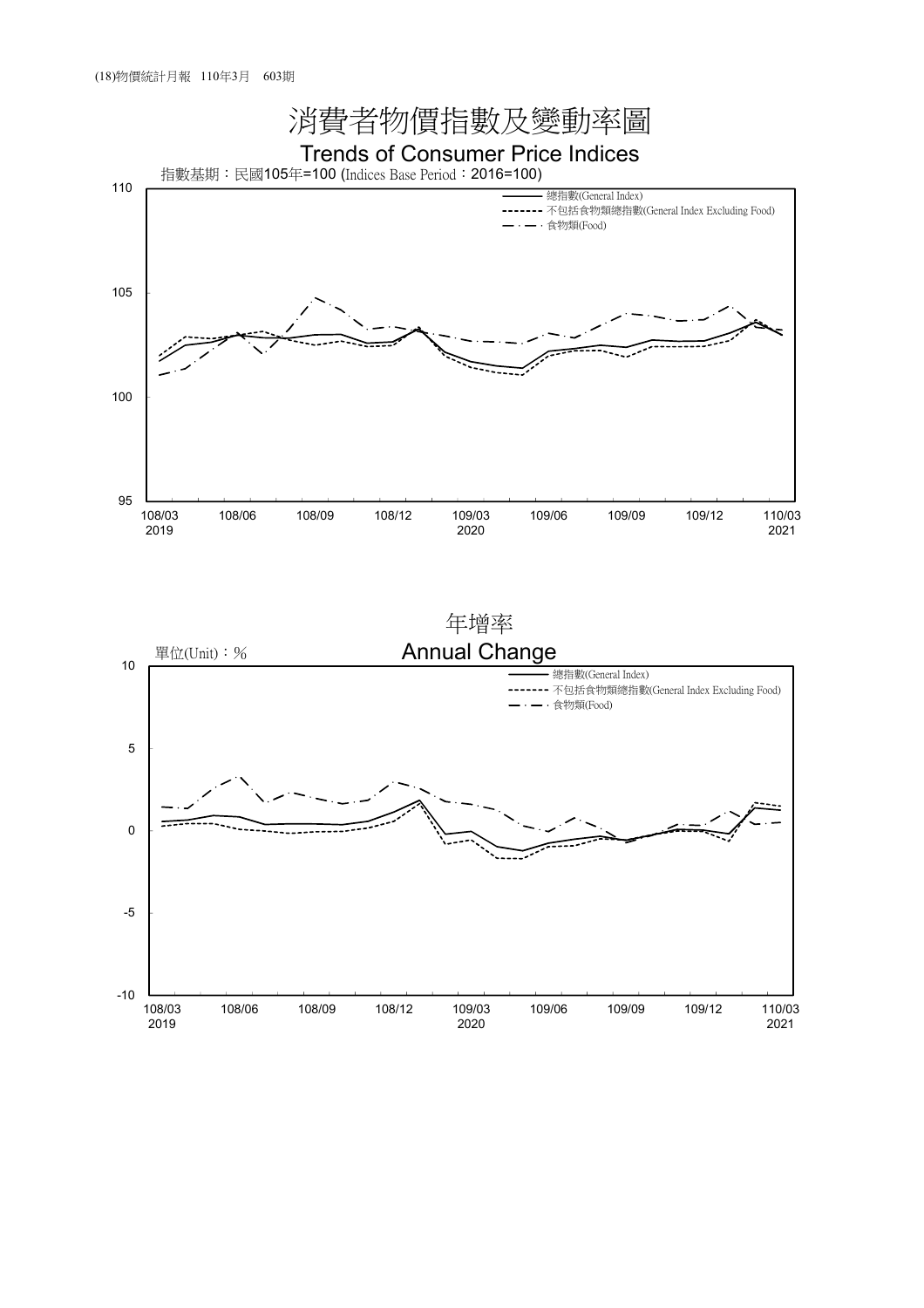# 消費者物價指數及變動率圖

## Trends of Consumer Price Indices

指數基期：民國105年=100 (Indices Base Period：2016=100)

- 總指數(General Index)
- 不包括食物類總指數(General Index Excluding Food)
- 食物類(Food)

110
105
100
95

108/03 2019　108/06　108/09　108/12　109/03 2020　109/06　109/09　109/12　110/03 2021

## 年增率

## Annual Change

單位(Unit)：%

- 總指數(General Index)
- 不包括食物類總指數(General Index Excluding Food)
- 食物類(Food)

10
5
0
-5
-10

108/03 2019　108/06　108/09　108/12　109/03 2020　109/06　109/09　109/12　110/03 2021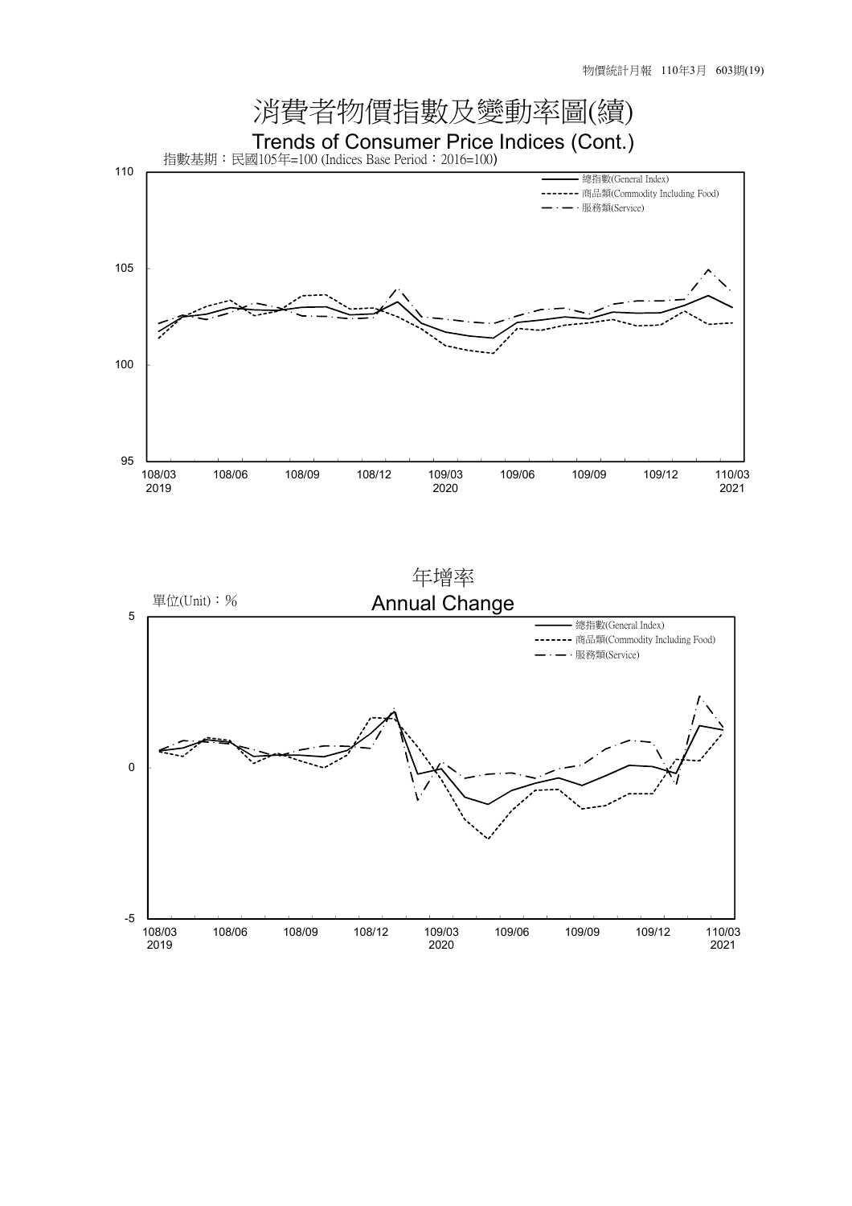# 消費者物價指數及變動率圖(續)

## Trends of Consumer Price Indices (Cont.)

指數基期：民國105年=100 (Indices Base Period：2016=100)

- 總指數(General Index)
- 商品類(Commodity Including Food)
- 服務類(Service)

110

105

100

95

108/03 2019 | 108/06 | 108/09 | 108/12 | 109/03 2020 | 109/06 | 109/09 | 109/12 | 110/03 2021

## 年增率

## Annual Change

單位(Unit)：%

- 總指數(General Index)
- 商品類(Commodity Including Food)
- 服務類(Service)

5

0

-5

108/03 2019 | 108/06 | 108/09 | 108/12 | 109/03 2020 | 109/06 | 109/09 | 109/12 | 110/03 2021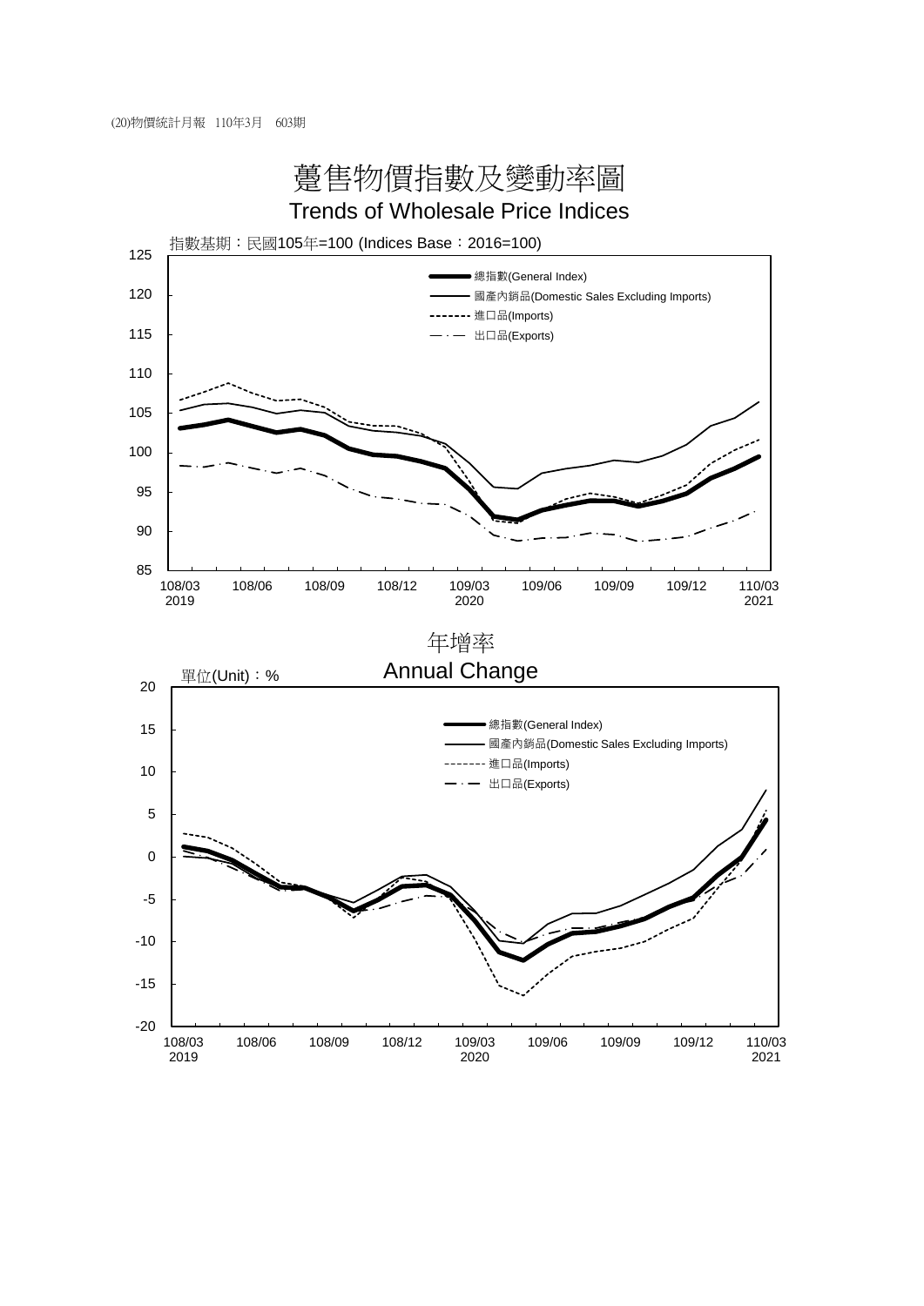# 躉售物價指數及變動率圖

## Trends of Wholesale Price Indices

指數基期：民國105年=100 (Indices Base：2016=100)

總指數(General Index)
國產內銷品(Domestic Sales Excluding Imports)
進口品(Imports)
出口品(Exports)

125
120
115
110
105
100
95
90
85

108/03 2019
108/06
108/09
108/12
109/03 2020
109/06
109/09
109/12
110/03 2021

## 年增率

## Annual Change

單位(Unit)：%

總指數(General Index)
國產內銷品(Domestic Sales Excluding Imports)
進口品(Imports)
出口品(Exports)

20
15
10
5
0
-5
-10
-15
-20

108/03 2019
108/06
108/09
108/12
109/03 2020
109/06
109/09
109/12
110/03 2021